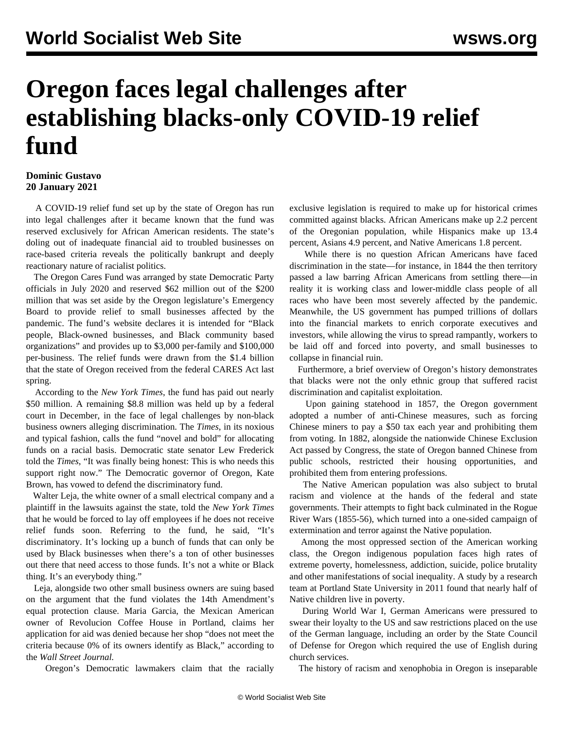# Oregon faces legal challenges after establishing blacks-only COVID-19 relief fund

**Dominic Gustavo**
**20 January 2021**

A COVID-19 relief fund set up by the state of Oregon has run into legal challenges after it became known that the fund was reserved exclusively for African American residents. The state's doling out of inadequate financial aid to troubled businesses on race-based criteria reveals the politically bankrupt and deeply reactionary nature of racialist politics.

The Oregon Cares Fund was arranged by state Democratic Party officials in July 2020 and reserved $62 million out of the $200 million that was set aside by the Oregon legislature's Emergency Board to provide relief to small businesses affected by the pandemic. The fund's website declares it is intended for "Black people, Black-owned businesses, and Black community based organizations" and provides up to $3,000 per-family and $100,000 per-business. The relief funds were drawn from the $1.4 billion that the state of Oregon received from the federal CARES Act last spring.

According to the *New York Times*, the fund has paid out nearly $50 million. A remaining $8.8 million was held up by a federal court in December, in the face of legal challenges by non-black business owners alleging discrimination. The *Times*, in its noxious and typical fashion, calls the fund "novel and bold" for allocating funds on a racial basis. Democratic state senator Lew Frederick told the *Times*, "It was finally being honest: This is who needs this support right now." The Democratic governor of Oregon, Kate Brown, has vowed to defend the discriminatory fund.

Walter Leja, the white owner of a small electrical company and a plaintiff in the lawsuits against the state, told the *New York Times* that he would be forced to lay off employees if he does not receive relief funds soon. Referring to the fund, he said, "It's discriminatory. It's locking up a bunch of funds that can only be used by Black businesses when there's a ton of other businesses out there that need access to those funds. It's not a white or Black thing. It's an everybody thing."

Leja, alongside two other small business owners are suing based on the argument that the fund violates the 14th Amendment's equal protection clause. Maria Garcia, the Mexican American owner of Revolucion Coffee House in Portland, claims her application for aid was denied because her shop "does not meet the criteria because 0% of its owners identify as Black," according to the *Wall Street Journal.*

Oregon's Democratic lawmakers claim that the racially exclusive legislation is required to make up for historical crimes committed against blacks. African Americans make up 2.2 percent of the Oregonian population, while Hispanics make up 13.4 percent, Asians 4.9 percent, and Native Americans 1.8 percent.

While there is no question African Americans have faced discrimination in the state—for instance, in 1844 the then territory passed a law barring African Americans from settling there—in reality it is working class and lower-middle class people of all races who have been most severely affected by the pandemic. Meanwhile, the US government has pumped trillions of dollars into the financial markets to enrich corporate executives and investors, while allowing the virus to spread rampantly, workers to be laid off and forced into poverty, and small businesses to collapse in financial ruin.

Furthermore, a brief overview of Oregon's history demonstrates that blacks were not the only ethnic group that suffered racist discrimination and capitalist exploitation.

Upon gaining statehood in 1857, the Oregon government adopted a number of anti-Chinese measures, such as forcing Chinese miners to pay a $50 tax each year and prohibiting them from voting. In 1882, alongside the nationwide Chinese Exclusion Act passed by Congress, the state of Oregon banned Chinese from public schools, restricted their housing opportunities, and prohibited them from entering professions.

The Native American population was also subject to brutal racism and violence at the hands of the federal and state governments. Their attempts to fight back culminated in the Rogue River Wars (1855-56), which turned into a one-sided campaign of extermination and terror against the Native population.

Among the most oppressed section of the American working class, the Oregon indigenous population faces high rates of extreme poverty, homelessness, addiction, suicide, police brutality and other manifestations of social inequality. A study by a research team at Portland State University in 2011 found that nearly half of Native children live in poverty.

During World War I, German Americans were pressured to swear their loyalty to the US and saw restrictions placed on the use of the German language, including an order by the State Council of Defense for Oregon which required the use of English during church services.

The history of racism and xenophobia in Oregon is inseparable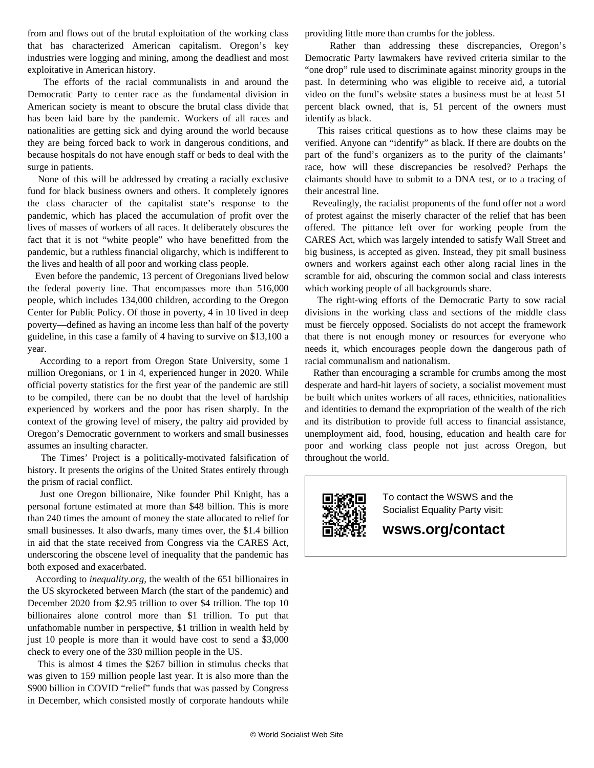from and flows out of the brutal exploitation of the working class that has characterized American capitalism. Oregon's key industries were logging and mining, among the deadliest and most exploitative in American history.

The efforts of the racial communalists in and around the Democratic Party to center race as the fundamental division in American society is meant to obscure the brutal class divide that has been laid bare by the pandemic. Workers of all races and nationalities are getting sick and dying around the world because they are being forced back to work in dangerous conditions, and because hospitals do not have enough staff or beds to deal with the surge in patients.

None of this will be addressed by creating a racially exclusive fund for black business owners and others. It completely ignores the class character of the capitalist state's response to the pandemic, which has placed the accumulation of profit over the lives of masses of workers of all races. It deliberately obscures the fact that it is not "white people" who have benefitted from the pandemic, but a ruthless financial oligarchy, which is indifferent to the lives and health of all poor and working class people.

Even before the pandemic, 13 percent of Oregonians lived below the federal poverty line. That encompasses more than 516,000 people, which includes 134,000 children, according to the Oregon Center for Public Policy. Of those in poverty, 4 in 10 lived in deep poverty—defined as having an income less than half of the poverty guideline, in this case a family of 4 having to survive on $13,100 a year.

According to a report from Oregon State University, some 1 million Oregonians, or 1 in 4, experienced hunger in 2020. While official poverty statistics for the first year of the pandemic are still to be compiled, there can be no doubt that the level of hardship experienced by workers and the poor has risen sharply. In the context of the growing level of misery, the paltry aid provided by Oregon's Democratic government to workers and small businesses assumes an insulting character.

The Times' Project is a politically-motivated falsification of history. It presents the origins of the United States entirely through the prism of racial conflict.

Just one Oregon billionaire, Nike founder Phil Knight, has a personal fortune estimated at more than $48 billion. This is more than 240 times the amount of money the state allocated to relief for small businesses. It also dwarfs, many times over, the $1.4 billion in aid that the state received from Congress via the CARES Act, underscoring the obscene level of inequality that the pandemic has both exposed and exacerbated.

According to *inequality.org*, the wealth of the 651 billionaires in the US skyrocketed between March (the start of the pandemic) and December 2020 from $2.95 trillion to over $4 trillion. The top 10 billionaires alone control more than $1 trillion. To put that unfathomable number in perspective, $1 trillion in wealth held by just 10 people is more than it would have cost to send a $3,000 check to every one of the 330 million people in the US.

This is almost 4 times the $267 billion in stimulus checks that was given to 159 million people last year. It is also more than the $900 billion in COVID "relief" funds that was passed by Congress in December, which consisted mostly of corporate handouts while providing little more than crumbs for the jobless.

Rather than addressing these discrepancies, Oregon's Democratic Party lawmakers have revived criteria similar to the "one drop" rule used to discriminate against minority groups in the past. In determining who was eligible to receive aid, a tutorial video on the fund's website states a business must be at least 51 percent black owned, that is, 51 percent of the owners must identify as black.

This raises critical questions as to how these claims may be verified. Anyone can "identify" as black. If there are doubts on the part of the fund's organizers as to the purity of the claimants' race, how will these discrepancies be resolved? Perhaps the claimants should have to submit to a DNA test, or to a tracing of their ancestral line.

Revealingly, the racialist proponents of the fund offer not a word of protest against the miserly character of the relief that has been offered. The pittance left over for working people from the CARES Act, which was largely intended to satisfy Wall Street and big business, is accepted as given. Instead, they pit small business owners and workers against each other along racial lines in the scramble for aid, obscuring the common social and class interests which working people of all backgrounds share.

The right-wing efforts of the Democratic Party to sow racial divisions in the working class and sections of the middle class must be fiercely opposed. Socialists do not accept the framework that there is not enough money or resources for everyone who needs it, which encourages people down the dangerous path of racial communalism and nationalism.

Rather than encouraging a scramble for crumbs among the most desperate and hard-hit layers of society, a socialist movement must be built which unites workers of all races, ethnicities, nationalities and identities to demand the expropriation of the wealth of the rich and its distribution to provide full access to financial assistance, unemployment aid, food, housing, education and health care for poor and working class people not just across Oregon, but throughout the world.

To contact the WSWS and the Socialist Equality Party visit:

**wsws.org/contact**